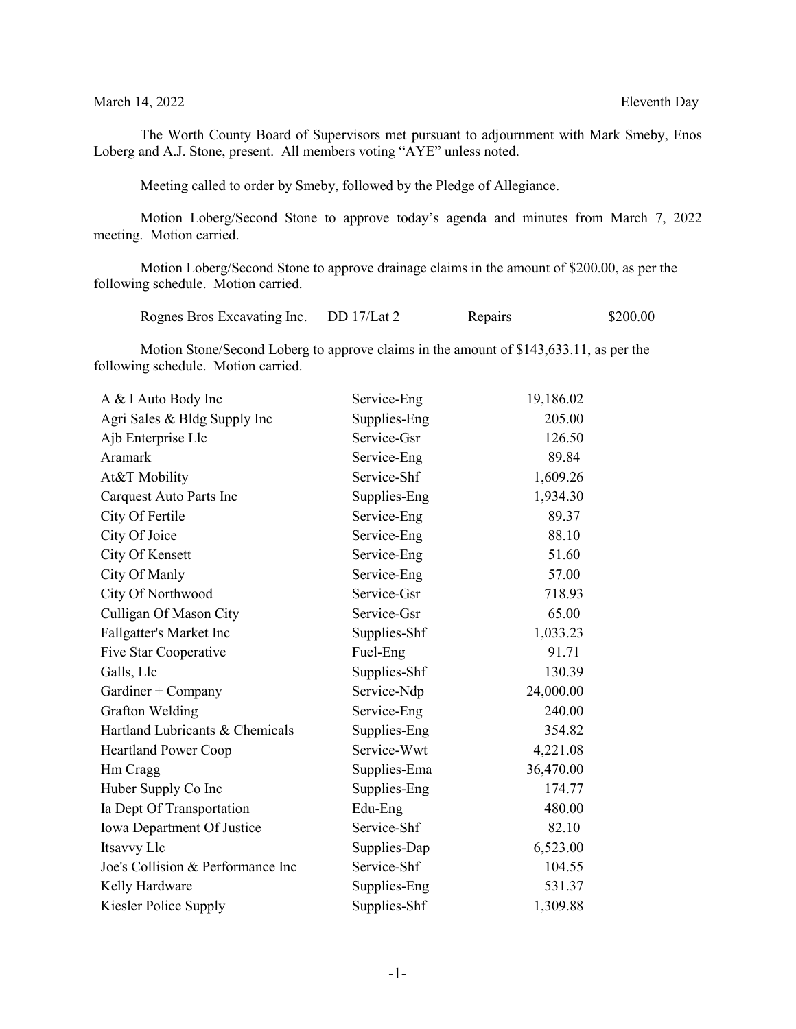March 14, 2022 Eleventh Day

The Worth County Board of Supervisors met pursuant to adjournment with Mark Smeby, Enos Loberg and A.J. Stone, present. All members voting "AYE" unless noted.

Meeting called to order by Smeby, followed by the Pledge of Allegiance.

Motion Loberg/Second Stone to approve today's agenda and minutes from March 7, 2022 meeting. Motion carried.

Motion Loberg/Second Stone to approve drainage claims in the amount of $200.00, as per the following schedule. Motion carried.

| | | | |
|---|---|---|---|
| Rognes Bros Excavating Inc. | DD 17/Lat 2 | Repairs | $200.00 |

Motion Stone/Second Loberg to approve claims in the amount of $143,633.11, as per the following schedule. Motion carried.

| | | |
|---|---|---|
| A & I Auto Body Inc | Service-Eng | 19,186.02 |
| Agri Sales & Bldg Supply Inc | Supplies-Eng | 205.00 |
| Ajb Enterprise Llc | Service-Gsr | 126.50 |
| Aramark | Service-Eng | 89.84 |
| At&T Mobility | Service-Shf | 1,609.26 |
| Carquest Auto Parts Inc | Supplies-Eng | 1,934.30 |
| City Of Fertile | Service-Eng | 89.37 |
| City Of Joice | Service-Eng | 88.10 |
| City Of Kensett | Service-Eng | 51.60 |
| City Of Manly | Service-Eng | 57.00 |
| City Of Northwood | Service-Gsr | 718.93 |
| Culligan Of Mason City | Service-Gsr | 65.00 |
| Fallgatter's Market Inc | Supplies-Shf | 1,033.23 |
| Five Star Cooperative | Fuel-Eng | 91.71 |
| Galls, Llc | Supplies-Shf | 130.39 |
| Gardiner + Company | Service-Ndp | 24,000.00 |
| Grafton Welding | Service-Eng | 240.00 |
| Hartland Lubricants & Chemicals | Supplies-Eng | 354.82 |
| Heartland Power Coop | Service-Wwt | 4,221.08 |
| Hm Cragg | Supplies-Ema | 36,470.00 |
| Huber Supply Co Inc | Supplies-Eng | 174.77 |
| Ia Dept Of Transportation | Edu-Eng | 480.00 |
| Iowa Department Of Justice | Service-Shf | 82.10 |
| Itsavvy Llc | Supplies-Dap | 6,523.00 |
| Joe's Collision & Performance Inc | Service-Shf | 104.55 |
| Kelly Hardware | Supplies-Eng | 531.37 |
| Kiesler Police Supply | Supplies-Shf | 1,309.88 |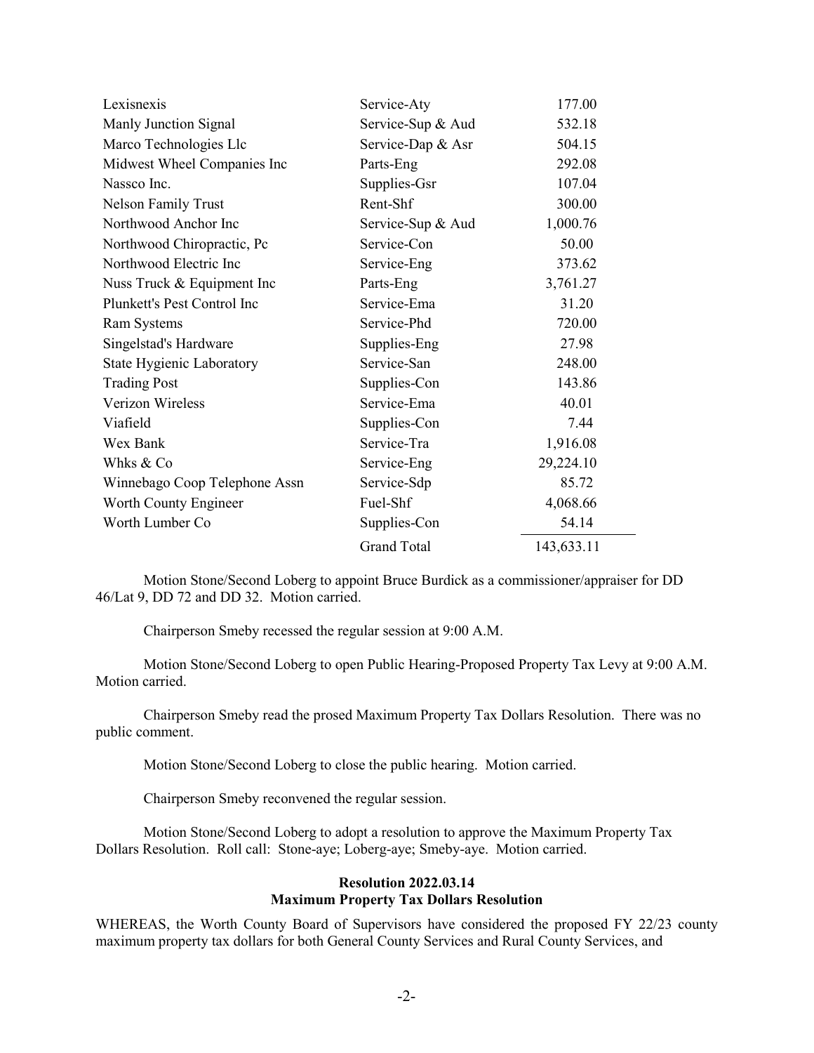| | | |
|---|---|---|
| Lexisnexis | Service-Aty | 177.00 |
| Manly Junction Signal | Service-Sup & Aud | 532.18 |
| Marco Technologies Llc | Service-Dap & Asr | 504.15 |
| Midwest Wheel Companies Inc | Parts-Eng | 292.08 |
| Nassco Inc. | Supplies-Gsr | 107.04 |
| Nelson Family Trust | Rent-Shf | 300.00 |
| Northwood Anchor Inc | Service-Sup & Aud | 1,000.76 |
| Northwood Chiropractic, Pc | Service-Con | 50.00 |
| Northwood Electric Inc | Service-Eng | 373.62 |
| Nuss Truck & Equipment Inc | Parts-Eng | 3,761.27 |
| Plunkett's Pest Control Inc | Service-Ema | 31.20 |
| Ram Systems | Service-Phd | 720.00 |
| Singelstad's Hardware | Supplies-Eng | 27.98 |
| State Hygienic Laboratory | Service-San | 248.00 |
| Trading Post | Supplies-Con | 143.86 |
| Verizon Wireless | Service-Ema | 40.01 |
| Viafield | Supplies-Con | 7.44 |
| Wex Bank | Service-Tra | 1,916.08 |
| Whks & Co | Service-Eng | 29,224.10 |
| Winnebago Coop Telephone Assn | Service-Sdp | 85.72 |
| Worth County Engineer | Fuel-Shf | 4,068.66 |
| Worth Lumber Co | Supplies-Con | 54.14 |
| | Grand Total | 143,633.11 |

Motion Stone/Second Loberg to appoint Bruce Burdick as a commissioner/appraiser for DD 46/Lat 9, DD 72 and DD 32. Motion carried.

Chairperson Smeby recessed the regular session at 9:00 A.M.

Motion Stone/Second Loberg to open Public Hearing-Proposed Property Tax Levy at 9:00 A.M. Motion carried.

Chairperson Smeby read the prosed Maximum Property Tax Dollars Resolution. There was no public comment.

Motion Stone/Second Loberg to close the public hearing. Motion carried.

Chairperson Smeby reconvened the regular session.

Motion Stone/Second Loberg to adopt a resolution to approve the Maximum Property Tax Dollars Resolution. Roll call: Stone-aye; Loberg-aye; Smeby-aye. Motion carried.

**Resolution 2022.03.14**
**Maximum Property Tax Dollars Resolution**

WHEREAS, the Worth County Board of Supervisors have considered the proposed FY 22/23 county maximum property tax dollars for both General County Services and Rural County Services, and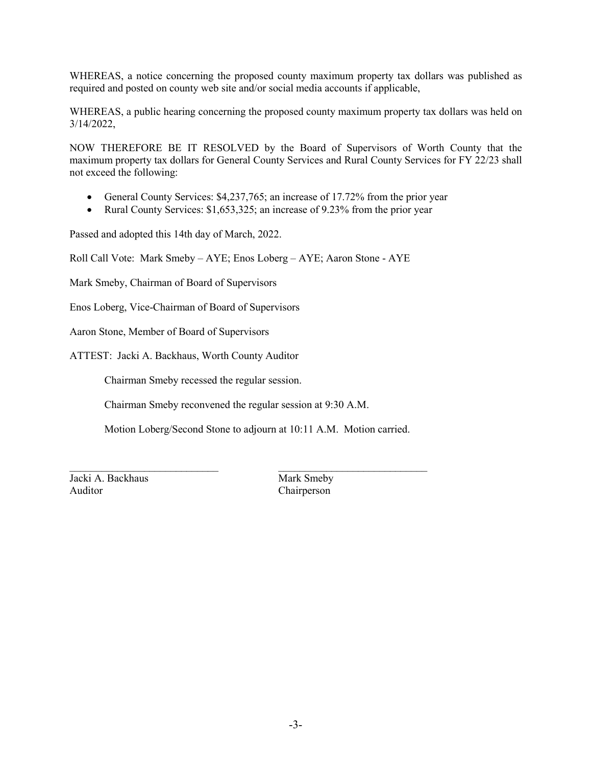WHEREAS, a notice concerning the proposed county maximum property tax dollars was published as required and posted on county web site and/or social media accounts if applicable,

WHEREAS, a public hearing concerning the proposed county maximum property tax dollars was held on 3/14/2022,

NOW THEREFORE BE IT RESOLVED by the Board of Supervisors of Worth County that the maximum property tax dollars for General County Services and Rural County Services for FY 22/23 shall not exceed the following:

- General County Services: $4,237,765; an increase of 17.72% from the prior year
- Rural County Services: $1,653,325; an increase of 9.23% from the prior year

Passed and adopted this 14th day of March, 2022.

Roll Call Vote: Mark Smeby – AYE; Enos Loberg – AYE; Aaron Stone - AYE

Mark Smeby, Chairman of Board of Supervisors

Enos Loberg, Vice-Chairman of Board of Supervisors

Aaron Stone, Member of Board of Supervisors

ATTEST: Jacki A. Backhaus, Worth County Auditor

Chairman Smeby recessed the regular session.

Chairman Smeby reconvened the regular session at 9:30 A.M.

Motion Loberg/Second Stone to adjourn at 10:11 A.M. Motion carried.

\_\_\_\_\_\_\_\_\_\_\_\_\_\_\_\_\_\_\_\_\_\_\_\_\_\_\_\_\_\_
Jacki A. Backhaus
Auditor

\_\_\_\_\_\_\_\_\_\_\_\_\_\_\_\_\_\_\_\_\_\_\_\_\_\_\_\_\_\_
Mark Smeby
Chairperson